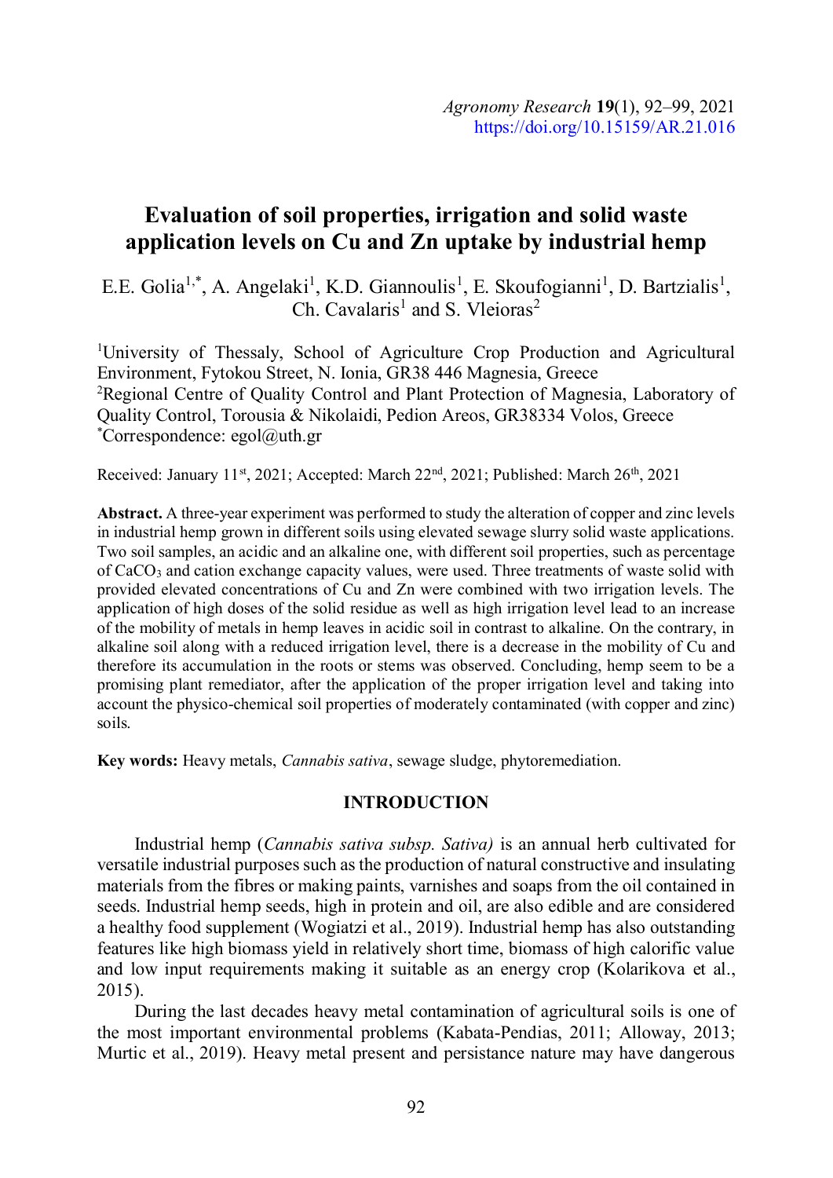# Evaluation of soil properties, irrigation and solid waste application levels on Cu and Zn uptake by industrial hemp

E.E. Golia[1,*], A. Angelaki[1], K.D. Giannoulis[1], E. Skoufogianni[1], D. Bartzialis[1], Ch. Cavalaris[1] and S. Vleioras[2]

[1]University of Thessaly, School of Agriculture Crop Production and Agricultural Environment, Fytokou Street, N. Ionia, GR38 446 Magnesia, Greece
[2]Regional Centre of Quality Control and Plant Protection of Magnesia, Laboratory of Quality Control, Torousia & Nikolaidi, Pedion Areos, GR38334 Volos, Greece
[*]Correspondence: egol@uth.gr

Received: January 11st, 2021; Accepted: March 22nd, 2021; Published: March 26th, 2021

**Abstract.** A three-year experiment was performed to study the alteration of copper and zinc levels in industrial hemp grown in different soils using elevated sewage slurry solid waste applications. Two soil samples, an acidic and an alkaline one, with different soil properties, such as percentage of $CaCO_3$ and cation exchange capacity values, were used. Three treatments of waste solid with provided elevated concentrations of Cu and Zn were combined with two irrigation levels. The application of high doses of the solid residue as well as high irrigation level lead to an increase of the mobility of metals in hemp leaves in acidic soil in contrast to alkaline. On the contrary, in alkaline soil along with a reduced irrigation level, there is a decrease in the mobility of Cu and therefore its accumulation in the roots or stems was observed. Concluding, hemp seem to be a promising plant remediator, after the application of the proper irrigation level and taking into account the physico-chemical soil properties of moderately contaminated (with copper and zinc) soils.

**Key words:** Heavy metals, *Cannabis sativa*, sewage sludge, phytoremediation.

## INTRODUCTION

Industrial hemp (*Cannabis sativa subsp. Sativa)* is an annual herb cultivated for versatile industrial purposes such as the production of natural constructive and insulating materials from the fibres or making paints, varnishes and soaps from the oil contained in seeds. Industrial hemp seeds, high in protein and oil, are also edible and are considered a healthy food supplement (Wogiatzi et al., 2019). Industrial hemp has also outstanding features like high biomass yield in relatively short time, biomass of high calorific value and low input requirements making it suitable as an energy crop (Kolarikova et al., 2015).

During the last decades heavy metal contamination of agricultural soils is one of the most important environmental problems (Kabata-Pendias, 2011; Alloway, 2013; Murtic et al., 2019). Heavy metal present and persistance nature may have dangerous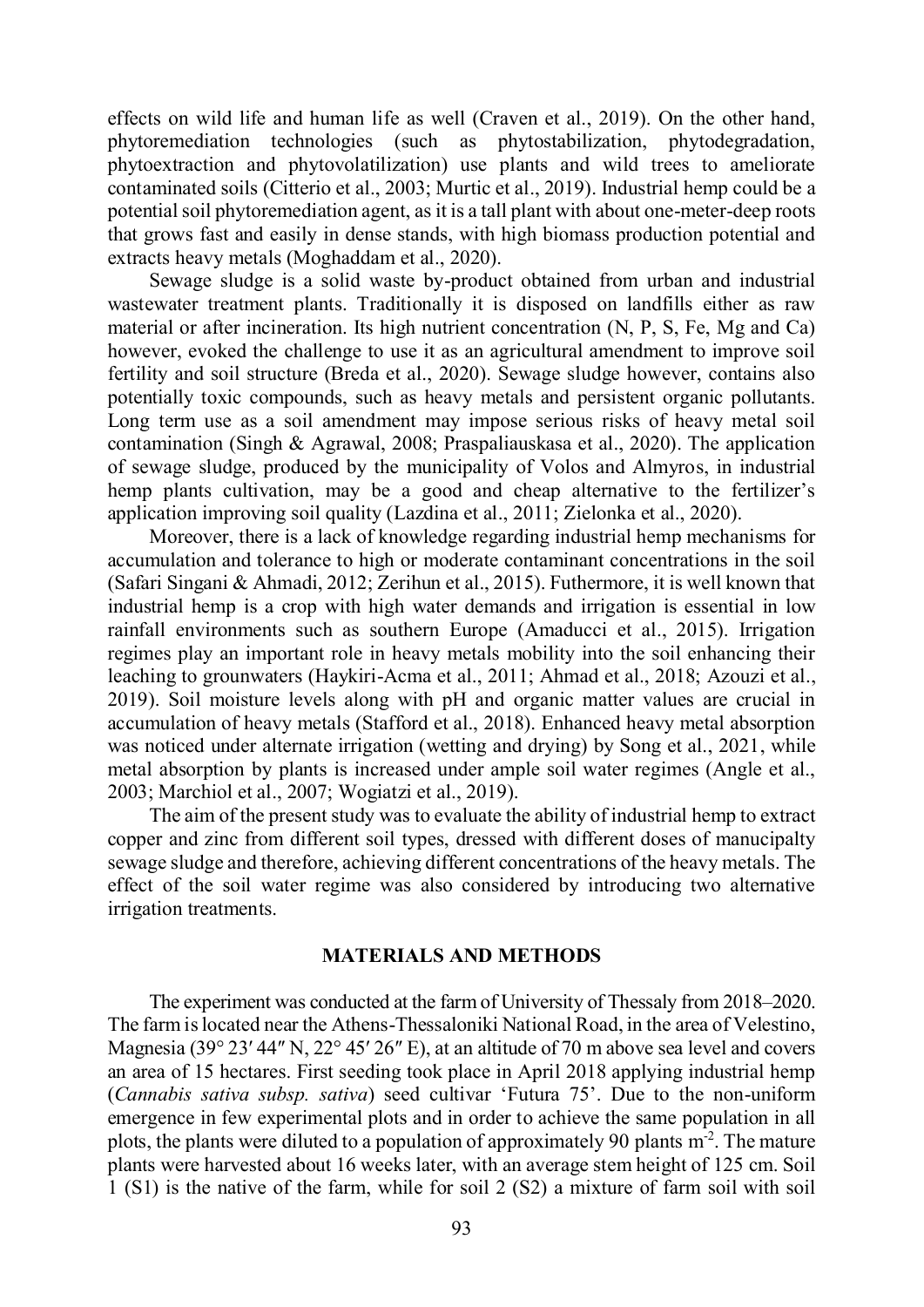effects on wild life and human life as well (Craven et al., 2019). On the other hand, phytoremediation technologies (such as phytostabilization, phytodegradation, phytoextraction and phytovolatilization) use plants and wild trees to ameliorate contaminated soils (Citterio et al., 2003; Murtic et al., 2019). Industrial hemp could be a potential soil phytoremediation agent, as it is a tall plant with about one-meter-deep roots that grows fast and easily in dense stands, with high biomass production potential and extracts heavy metals (Moghaddam et al., 2020).

Sewage sludge is a solid waste by-product obtained from urban and industrial wastewater treatment plants. Traditionally it is disposed on landfills either as raw material or after incineration. Its high nutrient concentration (N, P, S, Fe, Mg and Ca) however, evoked the challenge to use it as an agricultural amendment to improve soil fertility and soil structure (Breda et al., 2020). Sewage sludge however, contains also potentially toxic compounds, such as heavy metals and persistent organic pollutants. Long term use as a soil amendment may impose serious risks of heavy metal soil contamination (Singh & Agrawal, 2008; Praspaliauskasa et al., 2020). The application of sewage sludge, produced by the municipality of Volos and Almyros, in industrial hemp plants cultivation, may be a good and cheap alternative to the fertilizer's application improving soil quality (Lazdina et al., 2011; Zielonka et al., 2020).

Moreover, there is a lack of knowledge regarding industrial hemp mechanisms for accumulation and tolerance to high or moderate contaminant concentrations in the soil (Safari Singani & Ahmadi, 2012; Zerihun et al., 2015). Futhermore, it is well known that industrial hemp is a crop with high water demands and irrigation is essential in low rainfall environments such as southern Europe (Amaducci et al., 2015). Irrigation regimes play an important role in heavy metals mobility into the soil enhancing their leaching to grounwaters (Haykiri-Acma et al., 2011; Ahmad et al., 2018; Azouzi et al., 2019). Soil moisture levels along with pH and organic matter values are crucial in accumulation of heavy metals (Stafford et al., 2018). Enhanced heavy metal absorption was noticed under alternate irrigation (wetting and drying) by Song et al., 2021, while metal absorption by plants is increased under ample soil water regimes (Angle et al., 2003; Marchiol et al., 2007; Wogiatzi et al., 2019).

The aim of the present study was to evaluate the ability of industrial hemp to extract copper and zinc from different soil types, dressed with different doses of manucipalty sewage sludge and therefore, achieving different concentrations of the heavy metals. The effect of the soil water regime was also considered by introducing two alternative irrigation treatments.

## MATERIALS AND METHODS

The experiment was conducted at the farm of University of Thessaly from 2018–2020. The farm is located near the Athens-Thessaloniki National Road, in the area of Velestino, Magnesia (39° 23′ 44″ N, 22° 45′ 26″ E), at an altitude of 70 m above sea level and covers an area of 15 hectares. First seeding took place in April 2018 applying industrial hemp (*Cannabis sativa subsp. sativa*) seed cultivar 'Futura 75'. Due to the non-uniform emergence in few experimental plots and in order to achieve the same population in all plots, the plants were diluted to a population of approximately 90 plants $m^{-2}$. The mature plants were harvested about 16 weeks later, with an average stem height of 125 cm. Soil 1 (S1) is the native of the farm, while for soil 2 (S2) a mixture of farm soil with soil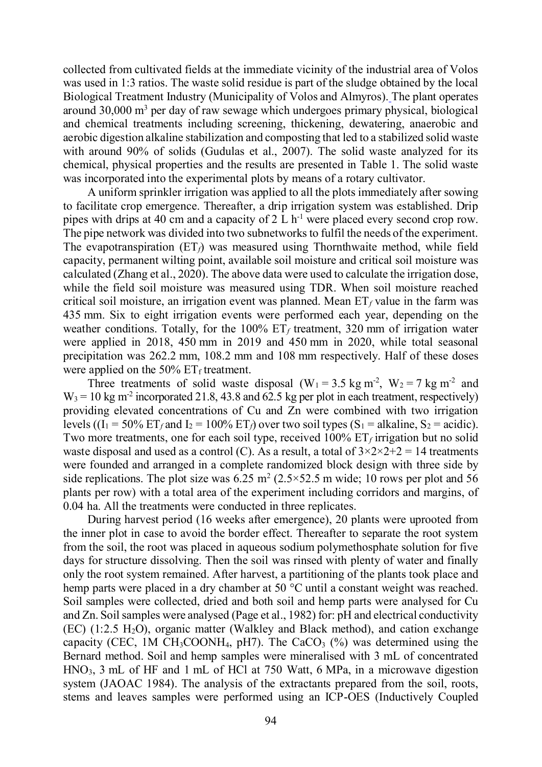collected from cultivated fields at the immediate vicinity of the industrial area of Volos was used in 1:3 ratios. The waste solid residue is part of the sludge obtained by the local Biological Treatment Industry (Municipality of Volos and Almyros). The plant operates around 30,000 $m^3$ per day of raw sewage which undergoes primary physical, biological and chemical treatments including screening, thickening, dewatering, anaerobic and aerobic digestion alkaline stabilization and composting that led to a stabilized solid waste with around 90% of solids (Gudulas et al., 2007). The solid waste analyzed for its chemical, physical properties and the results are presented in Table 1. The solid waste was incorporated into the experimental plots by means of a rotary cultivator.

A uniform sprinkler irrigation was applied to all the plots immediately after sowing to facilitate crop emergence. Thereafter, a drip irrigation system was established. Drip pipes with drips at 40 cm and a capacity of 2 L $h^{-1}$ were placed every second crop row. The pipe network was divided into two subnetworks to fulfil the needs of the experiment. The evapotranspiration ($ET_f$) was measured using Thornthwaite method, while field capacity, permanent wilting point, available soil moisture and critical soil moisture was calculated (Zhang et al., 2020). The above data were used to calculate the irrigation dose, while the field soil moisture was measured using TDR. When soil moisture reached critical soil moisture, an irrigation event was planned. Mean $ET_f$ value in the farm was 435 mm. Six to eight irrigation events were performed each year, depending on the weather conditions. Totally, for the 100% $ET_f$ treatment, 320 mm of irrigation water were applied in 2018, 450 mm in 2019 and 450 mm in 2020, while total seasonal precipitation was 262.2 mm, 108.2 mm and 108 mm respectively. Half of these doses were applied on the 50% $ET_f$ treatment.

Three treatments of solid waste disposal ($W_1 = 3.5$ kg $m^{-2}$, $W_2 = 7$ kg $m^{-2}$ and $W_3 = 10$ kg $m^{-2}$ incorporated 21.8, 43.8 and 62.5 kg per plot in each treatment, respectively) providing elevated concentrations of Cu and Zn were combined with two irrigation levels (($I_1 = 50\%$ $ET_f$ and $I_2 = 100\%$ $ET_f$) over two soil types ($S_1$ = alkaline, $S_2$ = acidic). Two more treatments, one for each soil type, received 100% $ET_f$ irrigation but no solid waste disposal and used as a control (C). As a result, a total of $3\times2\times2+2 = 14$ treatments were founded and arranged in a complete randomized block design with three side by side replications. The plot size was 6.25 $m^2$ (2.5×52.5 m wide; 10 rows per plot and 56 plants per row) with a total area of the experiment including corridors and margins, of 0.04 ha. All the treatments were conducted in three replicates.

During harvest period (16 weeks after emergence), 20 plants were uprooted from the inner plot in case to avoid the border effect. Thereafter to separate the root system from the soil, the root was placed in aqueous sodium polymethosphate solution for five days for structure dissolving. Then the soil was rinsed with plenty of water and finally only the root system remained. After harvest, a partitioning of the plants took place and hemp parts were placed in a dry chamber at 50 °C until a constant weight was reached. Soil samples were collected, dried and both soil and hemp parts were analysed for Cu and Zn. Soil samples were analysed (Page et al., 1982) for: pH and electrical conductivity (EC) (1:2.5 $H_2O$), organic matter (Walkley and Black method), and cation exchange capacity (CEC, 1M $CH_3COONH_4$, pH7). The $CaCO_3$ (%) was determined using the Bernard method. Soil and hemp samples were mineralised with 3 mL of concentrated $HNO_3$, 3 mL of HF and 1 mL of HCl at 750 Watt, 6 MPa, in a microwave digestion system (JAOAC 1984). The analysis of the extractants prepared from the soil, roots, stems and leaves samples were performed using an ICP-OES (Inductively Coupled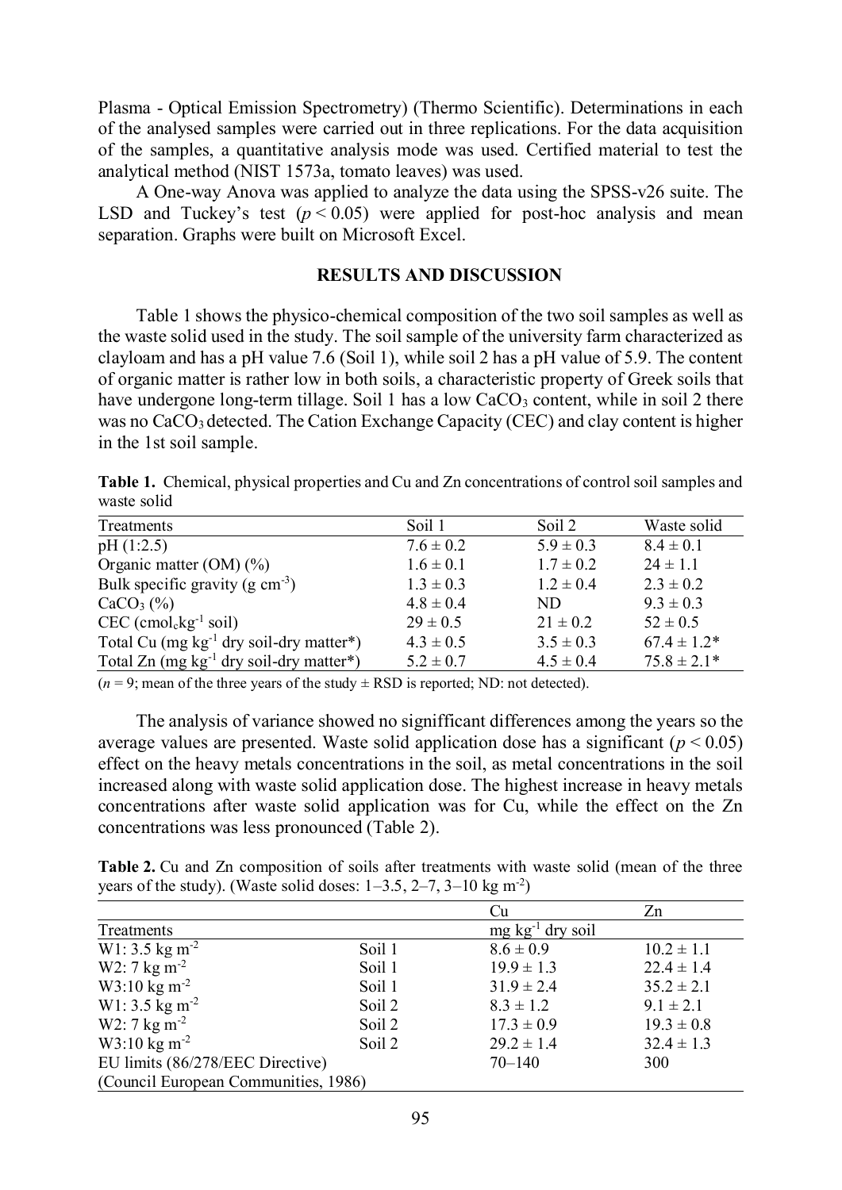Plasma - Optical Emission Spectrometry) (Thermo Scientific). Determinations in each of the analysed samples were carried out in three replications. For the data acquisition of the samples, a quantitative analysis mode was used. Certified material to test the analytical method (NIST 1573a, tomato leaves) was used.

A One-way Anova was applied to analyze the data using the SPSS-v26 suite. The LSD and Tuckey's test ($p < 0.05$) were applied for post-hoc analysis and mean separation. Graphs were built on Microsoft Excel.

## RESULTS AND DISCUSSION

Table 1 shows the physico-chemical composition of the two soil samples as well as the waste solid used in the study. The soil sample of the university farm characterized as clayloam and has a pH value 7.6 (Soil 1), while soil 2 has a pH value of 5.9. The content of organic matter is rather low in both soils, a characteristic property of Greek soils that have undergone long-term tillage. Soil 1 has a low $CaCO_3$ content, while in soil 2 there was no $CaCO_3$ detected. The Cation Exchange Capacity (CEC) and clay content is higher in the 1st soil sample.

**Table 1.** Chemical, physical properties and Cu and Zn concentrations of control soil samples and waste solid

| Treatments | Soil 1 | Soil 2 | Waste solid |
|---|---|---|---|
| pH (1:2.5) | 7.6 ± 0.2 | 5.9 ± 0.3 | 8.4 ± 0.1 |
| Organic matter (OM) (%) | 1.6 ± 0.1 | 1.7 ± 0.2 | 24 ± 1.1 |
| Bulk specific gravity (g $cm^{-3}$) | 1.3 ± 0.3 | 1.2 ± 0.4 | 2.3 ± 0.2 |
| $CaCO_3$ (%) | 4.8 ± 0.4 | ND | 9.3 ± 0.3 |
| CEC ($cmol_c kg^{-1}$ soil) | 29 ± 0.5 | 21 ± 0.2 | 52 ± 0.5 |
| Total Cu (mg $kg^{-1}$ dry soil-dry matter*) | 4.3 ± 0.5 | 3.5 ± 0.3 | 67.4 ± 1.2* |
| Total Zn (mg $kg^{-1}$ dry soil-dry matter*) | 5.2 ± 0.7 | 4.5 ± 0.4 | 75.8 ± 2.1* |

($n = 9$; mean of the three years of the study ± RSD is reported; ND: not detected).

The analysis of variance showed no signifficant differences among the years so the average values are presented. Waste solid application dose has a significant ($p < 0.05$) effect on the heavy metals concentrations in the soil, as metal concentrations in the soil increased along with waste solid application dose. The highest increase in heavy metals concentrations after waste solid application was for Cu, while the effect on the Zn concentrations was less pronounced (Table 2).

**Table 2.** Cu and Zn composition of soils after treatments with waste solid (mean of the three years of the study). (Waste solid doses: 1–3.5, 2–7, 3–10 kg $m^{-2}$)

| | | Cu | Zn |
|---|---|---|---|
| Treatments | | mg $kg^{-1}$ dry soil | |
| W1: 3.5 kg $m^{-2}$ | Soil 1 | 8.6 ± 0.9 | 10.2 ± 1.1 |
| W2: 7 kg $m^{-2}$ | Soil 1 | 19.9 ± 1.3 | 22.4 ± 1.4 |
| W3:10 kg $m^{-2}$ | Soil 1 | 31.9 ± 2.4 | 35.2 ± 2.1 |
| W1: 3.5 kg $m^{-2}$ | Soil 2 | 8.3 ± 1.2 | 9.1 ± 2.1 |
| W2: 7 kg $m^{-2}$ | Soil 2 | 17.3 ± 0.9 | 19.3 ± 0.8 |
| W3:10 kg $m^{-2}$ | Soil 2 | 29.2 ± 1.4 | 32.4 ± 1.3 |
| EU limits (86/278/EEC Directive) (Council European Communities, 1986) | | 70–140 | 300 |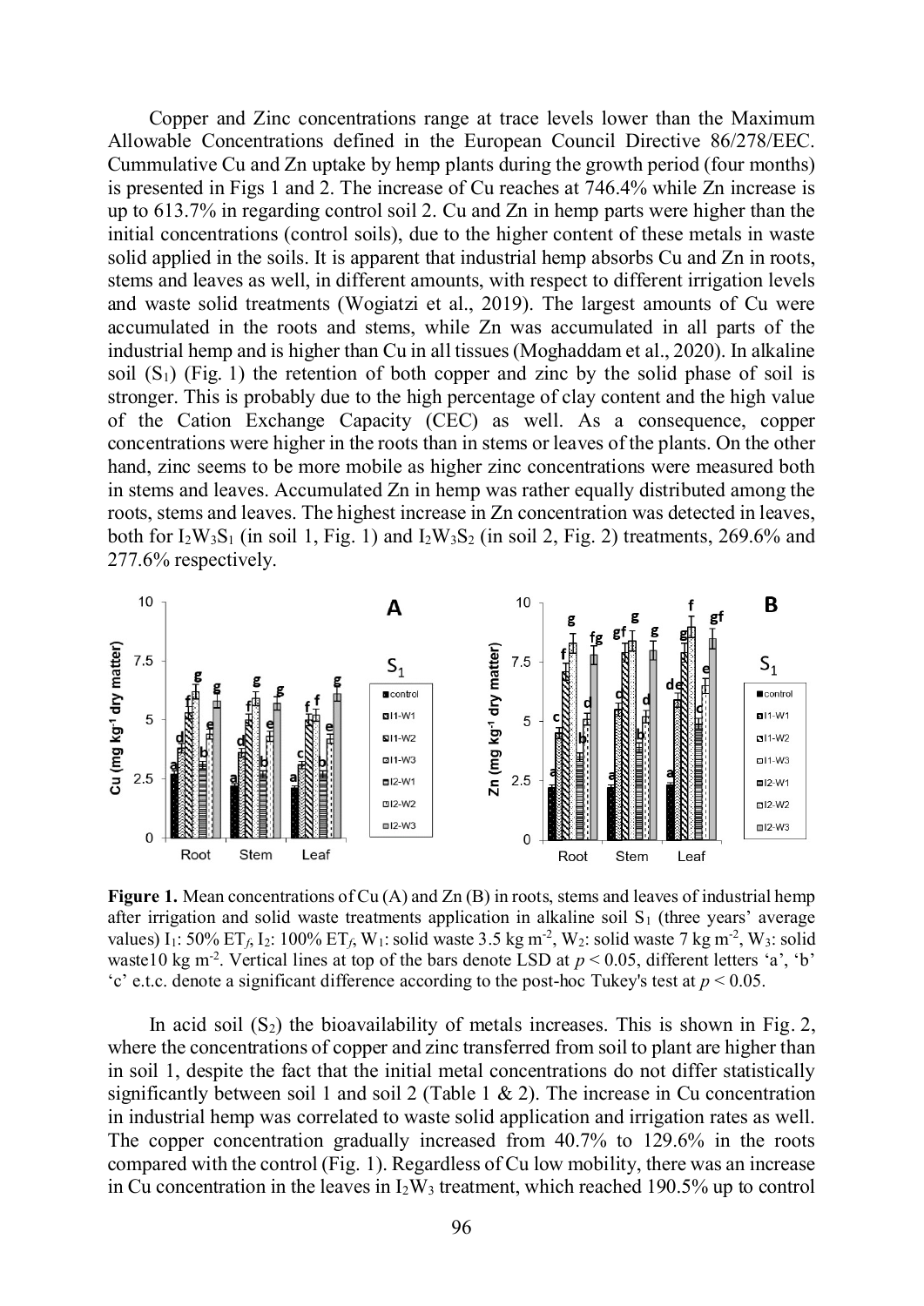Copper and Zinc concentrations range at trace levels lower than the Maximum Allowable Concentrations defined in the European Council Directive 86/278/EEC. Cummulative Cu and Zn uptake by hemp plants during the growth period (four months) is presented in Figs 1 and 2. The increase of Cu reaches at 746.4% while Zn increase is up to 613.7% in regarding control soil 2. Cu and Zn in hemp parts were higher than the initial concentrations (control soils), due to the higher content of these metals in waste solid applied in the soils. It is apparent that industrial hemp absorbs Cu and Zn in roots, stems and leaves as well, in different amounts, with respect to different irrigation levels and waste solid treatments (Wogiatzi et al., 2019). The largest amounts of Cu were accumulated in the roots and stems, while Zn was accumulated in all parts of the industrial hemp and is higher than Cu in all tissues (Moghaddam et al., 2020). In alkaline soil ($S_1$) (Fig. 1) the retention of both copper and zinc by the solid phase of soil is stronger. This is probably due to the high percentage of clay content and the high value of the Cation Exchange Capacity (CEC) as well. As a consequence, copper concentrations were higher in the roots than in stems or leaves of the plants. On the other hand, zinc seems to be more mobile as higher zinc concentrations were measured both in stems and leaves. Accumulated Zn in hemp was rather equally distributed among the roots, stems and leaves. The highest increase in Zn concentration was detected in leaves, both for $I_2W_3S_1$ (in soil 1, Fig. 1) and $I_2W_3S_2$ (in soil 2, Fig. 2) treatments, 269.6% and 277.6% respectively.

**Figure 1.** Mean concentrations of Cu (A) and Zn (B) in roots, stems and leaves of industrial hemp after irrigation and solid waste treatments application in alkaline soil $S_1$ (three years' average values) $I_1$: 50% $ET_f$, $I_2$: 100% $ET_f$, $W_1$: solid waste 3.5 kg $m^{-2}$, $W_2$: solid waste 7 kg $m^{-2}$, $W_3$: solid waste10 kg $m^{-2}$. Vertical lines at top of the bars denote LSD at $p < 0.05$, different letters 'a', 'b' 'c' e.t.c. denote a significant difference according to the post-hoc Tukey's test at $p < 0.05$.

In acid soil ($S_2$) the bioavailability of metals increases. This is shown in Fig. 2, where the concentrations of copper and zinc transferred from soil to plant are higher than in soil 1, despite the fact that the initial metal concentrations do not differ statistically significantly between soil 1 and soil 2 (Table 1 & 2). The increase in Cu concentration in industrial hemp was correlated to waste solid application and irrigation rates as well. The copper concentration gradually increased from 40.7% to 129.6% in the roots compared with the control (Fig. 1). Regardless of Cu low mobility, there was an increase in Cu concentration in the leaves in $I_2W_3$ treatment, which reached 190.5% up to control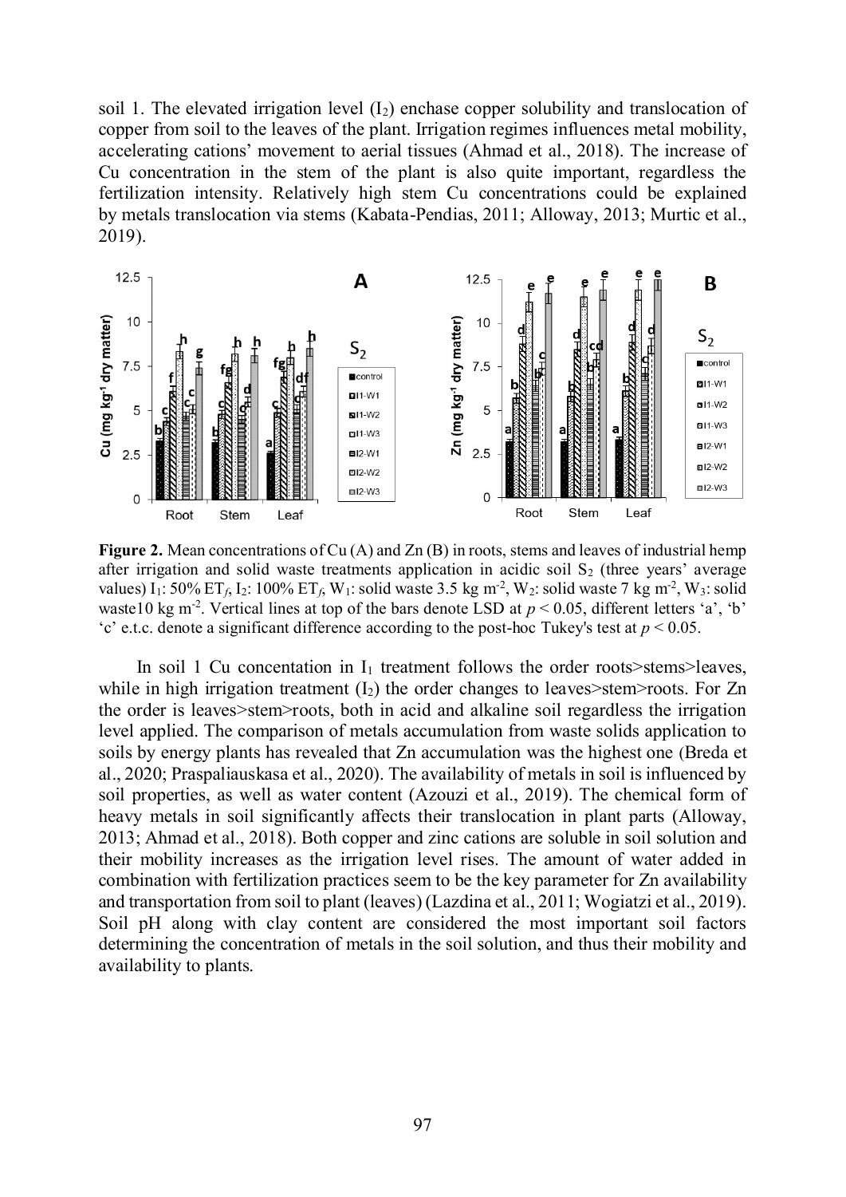soil 1. The elevated irrigation level ($I_2$) enchase copper solubility and translocation of copper from soil to the leaves of the plant. Irrigation regimes influences metal mobility, accelerating cations' movement to aerial tissues (Ahmad et al., 2018). The increase of Cu concentration in the stem of the plant is also quite important, regardless the fertilization intensity. Relatively high stem Cu concentrations could be explained by metals translocation via stems (Kabata-Pendias, 2011; Alloway, 2013; Murtic et al., 2019).

**Figure 2.** Mean concentrations of Cu (A) and Zn (B) in roots, stems and leaves of industrial hemp after irrigation and solid waste treatments application in acidic soil $S_2$ (three years' average values) $I_1$: 50% $ET_f$, $I_2$: 100% $ET_f$, $W_1$: solid waste 3.5 kg $m^{-2}$, $W_2$: solid waste 7 kg $m^{-2}$, $W_3$: solid waste10 kg $m^{-2}$. Vertical lines at top of the bars denote LSD at $p < 0.05$, different letters 'a', 'b' 'c' e.t.c. denote a significant difference according to the post-hoc Tukey's test at $p < 0.05$.

In soil 1 Cu concentation in $I_1$ treatment follows the order roots>stems>leaves, while in high irrigation treatment ($I_2$) the order changes to leaves>stem>roots. For Zn the order is leaves>stem>roots, both in acid and alkaline soil regardless the irrigation level applied. The comparison of metals accumulation from waste solids application to soils by energy plants has revealed that Zn accumulation was the highest one (Breda et al., 2020; Praspaliauskasa et al., 2020). The availability of metals in soil is influenced by soil properties, as well as water content (Azouzi et al., 2019). The chemical form of heavy metals in soil significantly affects their translocation in plant parts (Alloway, 2013; Ahmad et al., 2018). Both copper and zinc cations are soluble in soil solution and their mobility increases as the irrigation level rises. The amount of water added in combination with fertilization practices seem to be the key parameter for Zn availability and transportation from soil to plant (leaves) (Lazdina et al., 2011; Wogiatzi et al., 2019). Soil pH along with clay content are considered the most important soil factors determining the concentration of metals in the soil solution, and thus their mobility and availability to plants.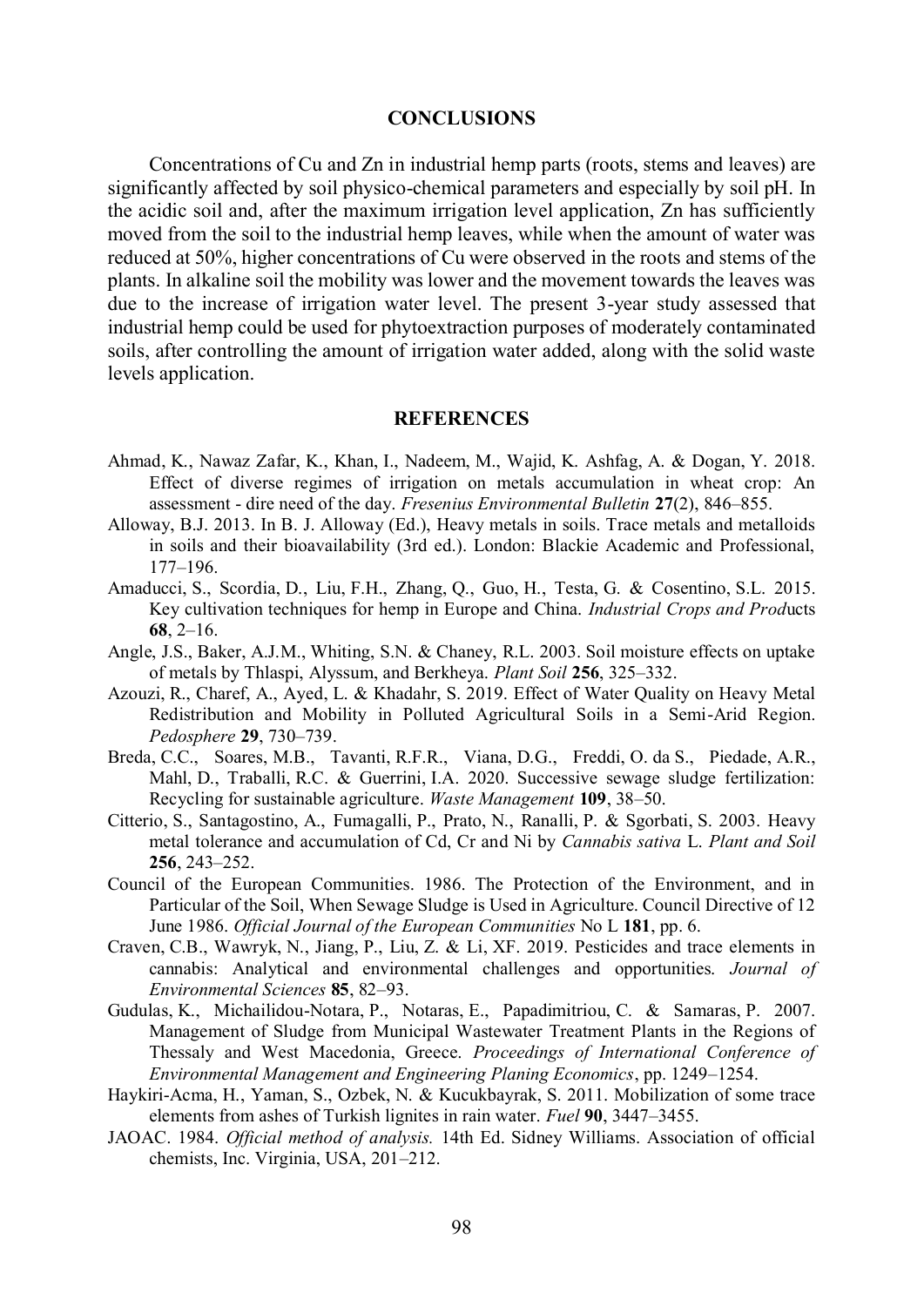## CONCLUSIONS

Concentrations of Cu and Zn in industrial hemp parts (roots, stems and leaves) are significantly affected by soil physico-chemical parameters and especially by soil pH. In the acidic soil and, after the maximum irrigation level application, Zn has sufficiently moved from the soil to the industrial hemp leaves, while when the amount of water was reduced at 50%, higher concentrations of Cu were observed in the roots and stems of the plants. In alkaline soil the mobility was lower and the movement towards the leaves was due to the increase of irrigation water level. The present 3-year study assessed that industrial hemp could be used for phytoextraction purposes of moderately contaminated soils, after controlling the amount of irrigation water added, along with the solid waste levels application.

## REFERENCES

Ahmad, K., Nawaz Zafar, K., Khan, I., Nadeem, M., Wajid, K. Ashfag, A. & Dogan, Y. 2018. Effect of diverse regimes of irrigation on metals accumulation in wheat crop: An assessment - dire need of the day. *Fresenius Environmental Bulletin* **27**(2), 846–855.

Alloway, B.J. 2013. In B. J. Alloway (Ed.), Heavy metals in soils. Trace metals and metalloids in soils and their bioavailability (3rd ed.). London: Blackie Academic and Professional, 177–196.

Amaducci, S., Scordia, D., Liu, F.H., Zhang, Q., Guo, H., Testa, G. & Cosentino, S.L. 2015. Key cultivation techniques for hemp in Europe and China. *Industrial Crops and Prod*ucts **68**, 2–16.

Angle, J.S., Baker, A.J.M., Whiting, S.N. & Chaney, R.L. 2003. Soil moisture effects on uptake of metals by Thlaspi, Alyssum, and Berkheya. *Plant Soil* **256**, 325–332.

Azouzi, R., Charef, A., Ayed, L. & Khadahr, S. 2019. Effect of Water Quality on Heavy Metal Redistribution and Mobility in Polluted Agricultural Soils in a Semi-Arid Region. *Pedosphere* **29**, 730–739.

Breda, C.C., Soares, M.B., Tavanti, R.F.R., Viana, D.G., Freddi, O. da S., Piedade, A.R., Mahl, D., Traballi, R.C. & Guerrini, I.A. 2020. Successive sewage sludge fertilization: Recycling for sustainable agriculture. *Waste Management* **109**, 38–50.

Citterio, S., Santagostino, A., Fumagalli, P., Prato, N., Ranalli, P. & Sgorbati, S. 2003. Heavy metal tolerance and accumulation of Cd, Cr and Ni by *Cannabis sativa* L. *Plant and Soil* **256**, 243–252.

Council of the European Communities. 1986. The Protection of the Environment, and in Particular of the Soil, When Sewage Sludge is Used in Agriculture. Council Directive of 12 June 1986. *Official Journal of the European Communities* No L **181**, pp. 6.

Craven, C.B., Wawryk, N., Jiang, P., Liu, Z. & Li, XF. 2019. Pesticides and trace elements in cannabis: Analytical and environmental challenges and opportunities. *Journal of Environmental Sciences* **85**, 82–93.

Gudulas, K., Michailidou-Notara, P., Notaras, E., Papadimitriou, C. & Samaras, P. 2007. Management of Sludge from Municipal Wastewater Treatment Plants in the Regions of Thessaly and West Macedonia, Greece. *Proceedings of International Conference of Environmental Management and Engineering Planing Economics*, pp. 1249–1254.

Haykiri-Acma, H., Yaman, S., Ozbek, N. & Kucukbayrak, S. 2011. Mobilization of some trace elements from ashes of Turkish lignites in rain water. *Fuel* **90**, 3447–3455.

JAOAC. 1984. *Official method of analysis.* 14th Ed. Sidney Williams. Association of official chemists, Inc. Virginia, USA, 201–212.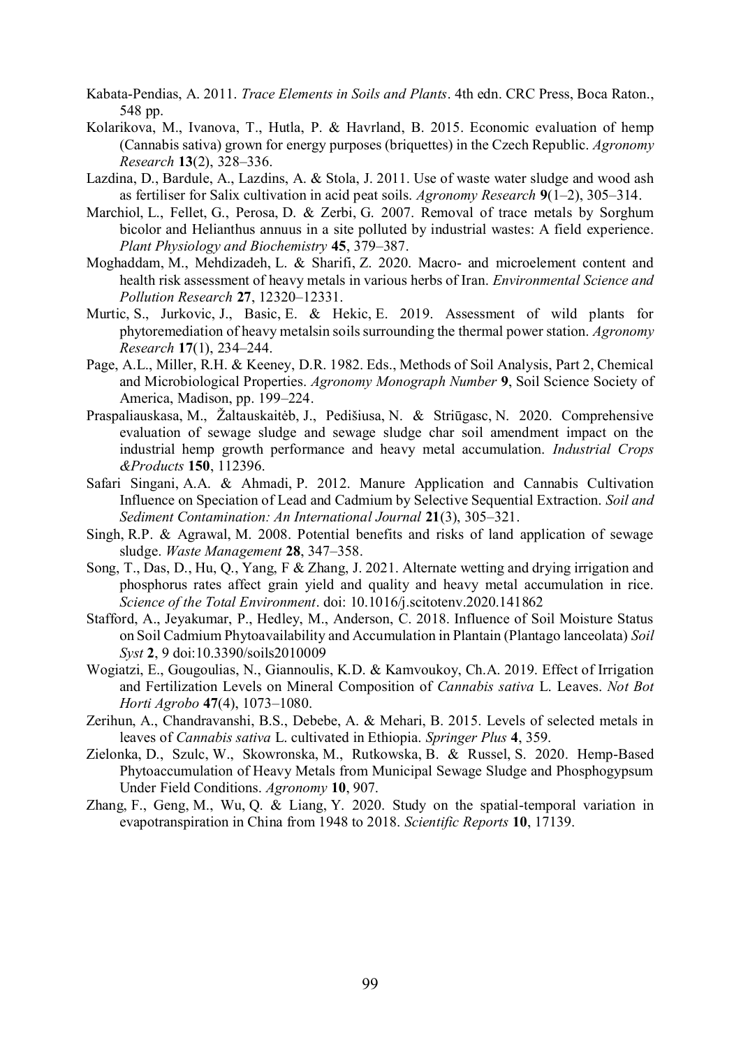Kabata-Pendias, A. 2011. *Trace Elements in Soils and Plants*. 4th edn. CRC Press, Boca Raton., 548 pp.

Kolarikova, M., Ivanova, T., Hutla, P. & Havrland, B. 2015. Economic evaluation of hemp (Cannabis sativa) grown for energy purposes (briquettes) in the Czech Republic. *Agronomy Research* **13**(2), 328–336.

Lazdina, D., Bardule, A., Lazdins, A. & Stola, J. 2011. Use of waste water sludge and wood ash as fertiliser for Salix cultivation in acid peat soils. *Agronomy Research* **9**(1–2), 305–314.

Marchiol, L., Fellet, G., Perosa, D. & Zerbi, G. 2007. Removal of trace metals by Sorghum bicolor and Helianthus annuus in a site polluted by industrial wastes: A field experience. *Plant Physiology and Biochemistry* **45**, 379–387.

Moghaddam, M., Mehdizadeh, L. & Sharifi, Z. 2020. Macro- and microelement content and health risk assessment of heavy metals in various herbs of Iran. *Environmental Science and Pollution Research* **27**, 12320–12331.

Murtic, S., Jurkovic, J., Basic, E. & Hekic, E. 2019. Assessment of wild plants for phytoremediation of heavy metalsin soils surrounding the thermal power station. *Agronomy Research* **17**(1), 234–244.

Page, A.L., Miller, R.H. & Keeney, D.R. 1982. Eds., Methods of Soil Analysis, Part 2, Chemical and Microbiological Properties. *Agronomy Monograph Number* **9**, Soil Science Society of America, Madison, pp. 199–224.

Praspaliauskasa, M., Žaltauskaitėb, J., Pedišiusa, N. & Striūgasc, N. 2020. Comprehensive evaluation of sewage sludge and sewage sludge char soil amendment impact on the industrial hemp growth performance and heavy metal accumulation. *Industrial Crops &Products* **150**, 112396.

Safari Singani, A.A. & Ahmadi, P. 2012. Manure Application and Cannabis Cultivation Influence on Speciation of Lead and Cadmium by Selective Sequential Extraction. *Soil and Sediment Contamination: An International Journal* **21**(3), 305–321.

Singh, R.P. & Agrawal, M. 2008. Potential benefits and risks of land application of sewage sludge. *Waste Management* **28**, 347–358.

Song, T., Das, D., Hu, Q., Yang, F & Zhang, J. 2021. Alternate wetting and drying irrigation and phosphorus rates affect grain yield and quality and heavy metal accumulation in rice. *Science of the Total Environment*. doi: 10.1016/j.scitotenv.2020.141862

Stafford, A., Jeyakumar, P., Hedley, M., Anderson, C. 2018. Influence of Soil Moisture Status on Soil Cadmium Phytoavailability and Accumulation in Plantain (Plantago lanceolata) *Soil Syst* **2**, 9 doi:10.3390/soils2010009

Wogiatzi, E., Gougoulias, N., Giannoulis, K.D. & Kamvoukoy, Ch.A. 2019. Effect of Irrigation and Fertilization Levels on Mineral Composition of *Cannabis sativa* L. Leaves. *Not Bot Horti Agrobo* **47**(4), 1073–1080.

Zerihun, A., Chandravanshi, B.S., Debebe, A. & Mehari, B. 2015. Levels of selected metals in leaves of *Cannabis sativa* L. cultivated in Ethiopia. *Springer Plus* **4**, 359.

Zielonka, D., Szulc, W., Skowronska, M., Rutkowska, B. & Russel, S. 2020. Hemp-Based Phytoaccumulation of Heavy Metals from Municipal Sewage Sludge and Phosphogypsum Under Field Conditions. *Agronomy* **10**, 907.

Zhang, F., Geng, M., Wu, Q. & Liang, Y. 2020. Study on the spatial-temporal variation in evapotranspiration in China from 1948 to 2018. *Scientific Reports* **10**, 17139.